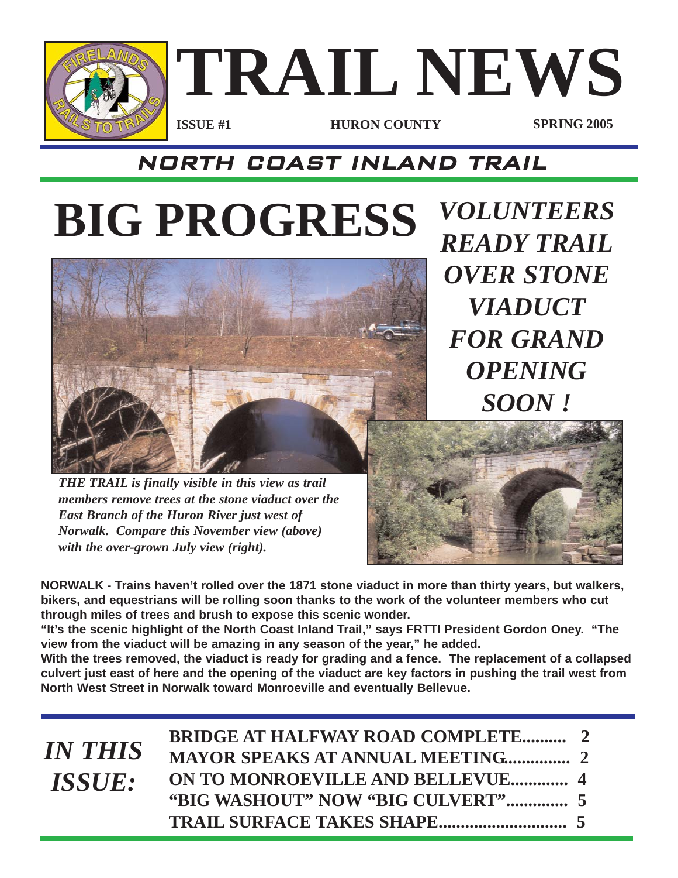# TRAIL NEWS

**ISSUE #1** **HURON COUNTY** **SPRING 2005**

## NORTH COAST INLAND TRAIL

# BIG PROGRESS

## *VOLUNTEERS READY TRAIL OVER STONE VIADUCT FOR GRAND OPENING SOON !*

***THE TRAIL is finally visible in this view as trail members remove trees at the stone viaduct over the East Branch of the Huron River just west of Norwalk. Compare this November view (above) with the over-grown July view (right).***

**NORWALK - Trains haven't rolled over the 1871 stone viaduct in more than thirty years, but walkers, bikers, and equestrians will be rolling soon thanks to the work of the volunteer members who cut through miles of trees and brush to expose this scenic wonder.**

**"It's the scenic highlight of the North Coast Inland Trail," says FRTTI President Gordon Oney. "The view from the viaduct will be amazing in any season of the year," he added.**

**With the trees removed, the viaduct is ready for grading and a fence. The replacement of a collapsed culvert just east of here and the opening of the viaduct are key factors in pushing the trail west from North West Street in Norwalk toward Monroeville and eventually Bellevue.**

## *IN THIS ISSUE:*

**BRIDGE AT HALFWAY ROAD COMPLETE.......... 2**
**MAYOR SPEAKS AT ANNUAL MEETING.............. 2**
**ON TO MONROEVILLE AND BELLEVUE............. 4**
**"BIG WASHOUT" NOW "BIG CULVERT".............. 5**
**TRAIL SURFACE TAKES SHAPE............................ 5**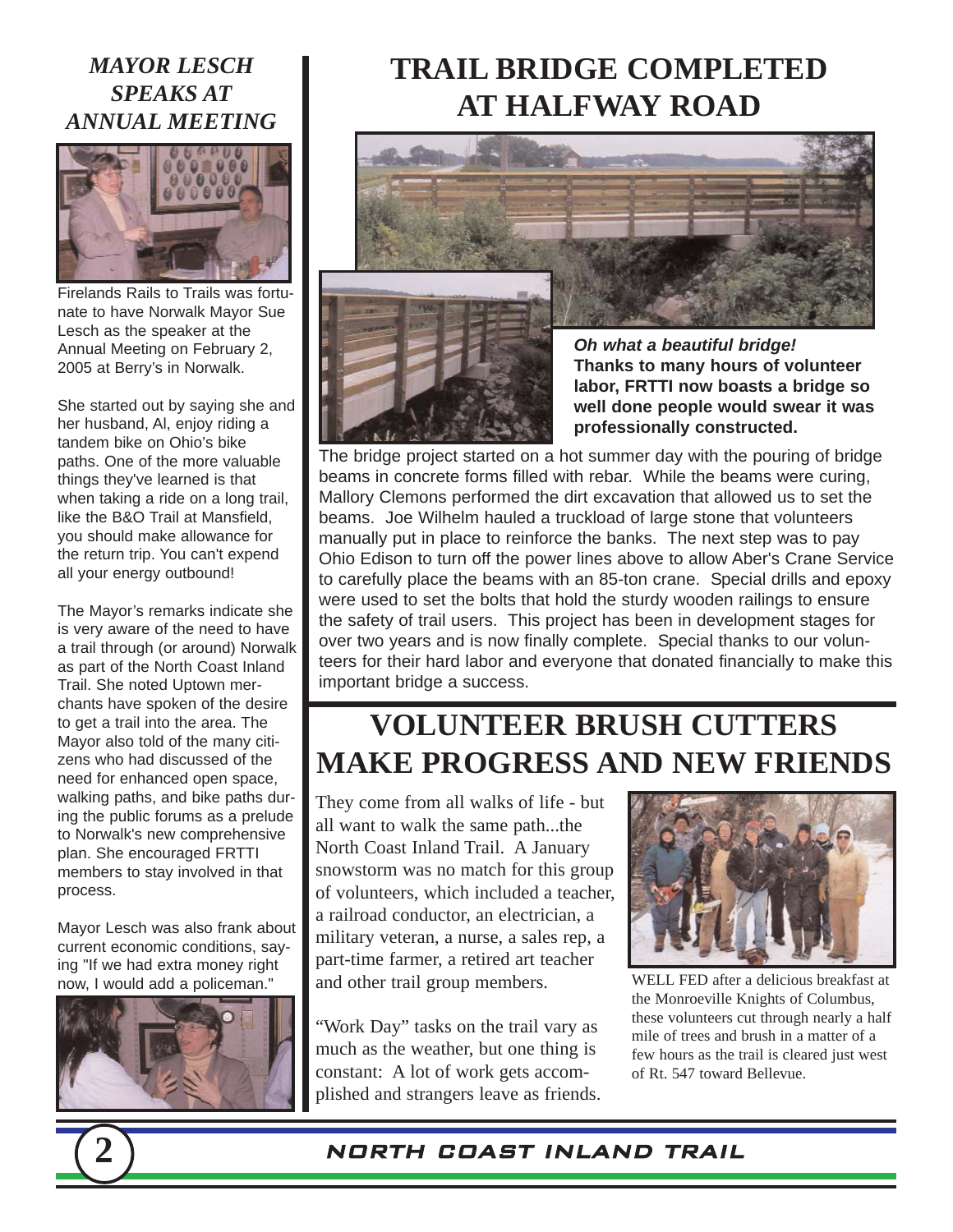## *MAYOR LESCH SPEAKS AT ANNUAL MEETING*

Firelands Rails to Trails was fortunate to have Norwalk Mayor Sue Lesch as the speaker at the Annual Meeting on February 2, 2005 at Berry's in Norwalk.

She started out by saying she and her husband, Al, enjoy riding a tandem bike on Ohio's bike paths. One of the more valuable things they've learned is that when taking a ride on a long trail, like the B&O Trail at Mansfield, you should make allowance for the return trip. You can't expend all your energy outbound!

The Mayor's remarks indicate she is very aware of the need to have a trail through (or around) Norwalk as part of the North Coast Inland Trail. She noted Uptown merchants have spoken of the desire to get a trail into the area. The Mayor also told of the many citizens who had discussed of the need for enhanced open space, walking paths, and bike paths during the public forums as a prelude to Norwalk's new comprehensive plan. She encouraged FRTTI members to stay involved in that process.

Mayor Lesch was also frank about current economic conditions, saying "If we had extra money right now, I would add a policeman."

## TRAIL BRIDGE COMPLETED AT HALFWAY ROAD

***Oh what a beautiful bridge!***
**Thanks to many hours of volunteer labor, FRTTI now boasts a bridge so well done people would swear it was professionally constructed.**

The bridge project started on a hot summer day with the pouring of bridge beams in concrete forms filled with rebar. While the beams were curing, Mallory Clemons performed the dirt excavation that allowed us to set the beams. Joe Wilhelm hauled a truckload of large stone that volunteers manually put in place to reinforce the banks. The next step was to pay Ohio Edison to turn off the power lines above to allow Aber's Crane Service to carefully place the beams with an 85-ton crane. Special drills and epoxy were used to set the bolts that hold the sturdy wooden railings to ensure the safety of trail users. This project has been in development stages for over two years and is now finally complete. Special thanks to our volunteers for their hard labor and everyone that donated financially to make this important bridge a success.

## VOLUNTEER BRUSH CUTTERS MAKE PROGRESS AND NEW FRIENDS

They come from all walks of life - but all want to walk the same path...the North Coast Inland Trail. A January snowstorm was no match for this group of volunteers, which included a teacher, a railroad conductor, an electrician, a military veteran, a nurse, a sales rep, a part-time farmer, a retired art teacher and other trail group members.

"Work Day" tasks on the trail vary as much as the weather, but one thing is constant: A lot of work gets accomplished and strangers leave as friends.

WELL FED after a delicious breakfast at the Monroeville Knights of Columbus, these volunteers cut through nearly a half mile of trees and brush in a matter of a few hours as the trail is cleared just west of Rt. 547 toward Bellevue.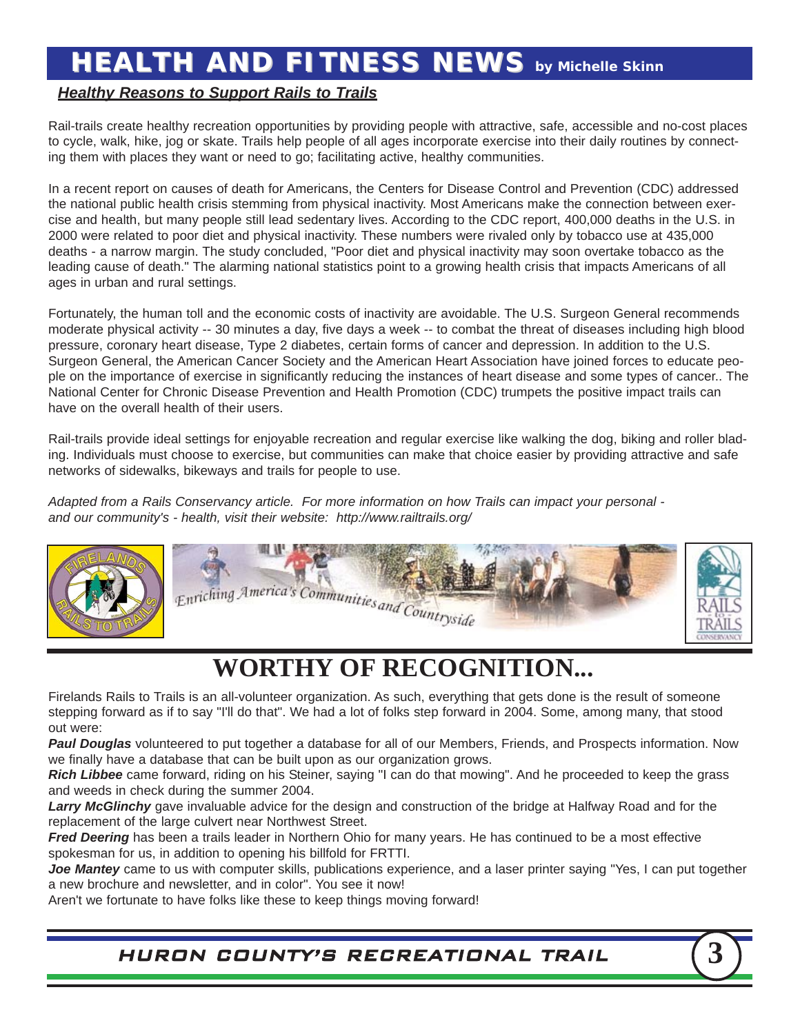# HEALTH AND FITNESS NEWS by Michelle Skinn

## *Healthy Reasons to Support Rails to Trails*

Rail-trails create healthy recreation opportunities by providing people with attractive, safe, accessible and no-cost places to cycle, walk, hike, jog or skate. Trails help people of all ages incorporate exercise into their daily routines by connecting them with places they want or need to go; facilitating active, healthy communities.

In a recent report on causes of death for Americans, the Centers for Disease Control and Prevention (CDC) addressed the national public health crisis stemming from physical inactivity. Most Americans make the connection between exercise and health, but many people still lead sedentary lives. According to the CDC report, 400,000 deaths in the U.S. in 2000 were related to poor diet and physical inactivity. These numbers were rivaled only by tobacco use at 435,000 deaths - a narrow margin. The study concluded, "Poor diet and physical inactivity may soon overtake tobacco as the leading cause of death." The alarming national statistics point to a growing health crisis that impacts Americans of all ages in urban and rural settings.

Fortunately, the human toll and the economic costs of inactivity are avoidable. The U.S. Surgeon General recommends moderate physical activity -- 30 minutes a day, five days a week -- to combat the threat of diseases including high blood pressure, coronary heart disease, Type 2 diabetes, certain forms of cancer and depression. In addition to the U.S. Surgeon General, the American Cancer Society and the American Heart Association have joined forces to educate people on the importance of exercise in significantly reducing the instances of heart disease and some types of cancer.. The National Center for Chronic Disease Prevention and Health Promotion (CDC) trumpets the positive impact trails can have on the overall health of their users.

Rail-trails provide ideal settings for enjoyable recreation and regular exercise like walking the dog, biking and roller blading. Individuals must choose to exercise, but communities can make that choice easier by providing attractive and safe networks of sidewalks, bikeways and trails for people to use.

*Adapted from a Rails Conservancy article. For more information on how Trails can impact your personal - and our community's - health, visit their website: http://www.railtrails.org/*

# WORTHY OF RECOGNITION...

Firelands Rails to Trails is an all-volunteer organization. As such, everything that gets done is the result of someone stepping forward as if to say "I'll do that". We had a lot of folks step forward in 2004. Some, among many, that stood out were:

***Paul Douglas*** volunteered to put together a database for all of our Members, Friends, and Prospects information. Now we finally have a database that can be built upon as our organization grows.

***Rich Libbee*** came forward, riding on his Steiner, saying "I can do that mowing". And he proceeded to keep the grass and weeds in check during the summer 2004.

***Larry McGlinchy*** gave invaluable advice for the design and construction of the bridge at Halfway Road and for the replacement of the large culvert near Northwest Street.

***Fred Deering*** has been a trails leader in Northern Ohio for many years. He has continued to be a most effective spokesman for us, in addition to opening his billfold for FRTTI.

***Joe Mantey*** came to us with computer skills, publications experience, and a laser printer saying "Yes, I can put together a new brochure and newsletter, and in color". You see it now!

Aren't we fortunate to have folks like these to keep things moving forward!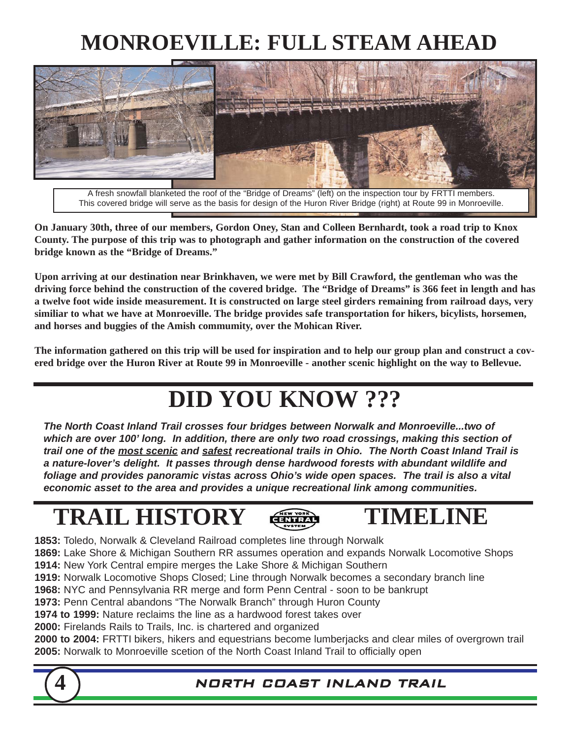# MONROEVILLE: FULL STEAM AHEAD

A fresh snowfall blanketed the roof of the "Bridge of Dreams" (left) on the inspection tour by FRTTI members. This covered bridge will serve as the basis for design of the Huron River Bridge (right) at Route 99 in Monroeville.

**On January 30th, three of our members, Gordon Oney, Stan and Colleen Bernhardt, took a road trip to Knox County. The purpose of this trip was to photograph and gather information on the construction of the covered bridge known as the "Bridge of Dreams."**

**Upon arriving at our destination near Brinkhaven, we were met by Bill Crawford, the gentleman who was the driving force behind the construction of the covered bridge. The "Bridge of Dreams" is 366 feet in length and has a twelve foot wide inside measurement. It is constructed on large steel girders remaining from railroad days, very similiar to what we have at Monroeville. The bridge provides safe transportation for hikers, bicylists, horsemen, and horses and buggies of the Amish commumity, over the Mohican River.**

**The information gathered on this trip will be used for inspiration and to help our group plan and construct a covered bridge over the Huron River at Route 99 in Monroeville - another scenic highlight on the way to Bellevue.**

# DID YOU KNOW ???

***The North Coast Inland Trail crosses four bridges between Norwalk and Monroeville...two of which are over 100' long. In addition, there are only two road crossings, making this section of trail one of the most scenic and safest recreational trails in Ohio. The North Coast Inland Trail is a nature-lover's delight. It passes through dense hardwood forests with abundant wildlife and foliage and provides panoramic vistas across Ohio's wide open spaces. The trail is also a vital economic asset to the area and provides a unique recreational link among communities.***

# TRAIL HISTORY TIMELINE

**1853:** Toledo, Norwalk & Cleveland Railroad completes line through Norwalk
**1869:** Lake Shore & Michigan Southern RR assumes operation and expands Norwalk Locomotive Shops
**1914:** New York Central empire merges the Lake Shore & Michigan Southern
**1919:** Norwalk Locomotive Shops Closed; Line through Norwalk becomes a secondary branch line
**1968:** NYC and Pennsylvania RR merge and form Penn Central - soon to be bankrupt
**1973:** Penn Central abandons "The Norwalk Branch" through Huron County
**1974 to 1999:** Nature reclaims the line as a hardwood forest takes over
**2000:** Firelands Rails to Trails, Inc. is chartered and organized
**2000 to 2004:** FRTTI bikers, hikers and equestrians become lumberjacks and clear miles of overgrown trail
**2005:** Norwalk to Monroeville scetion of the North Coast Inland Trail to officially open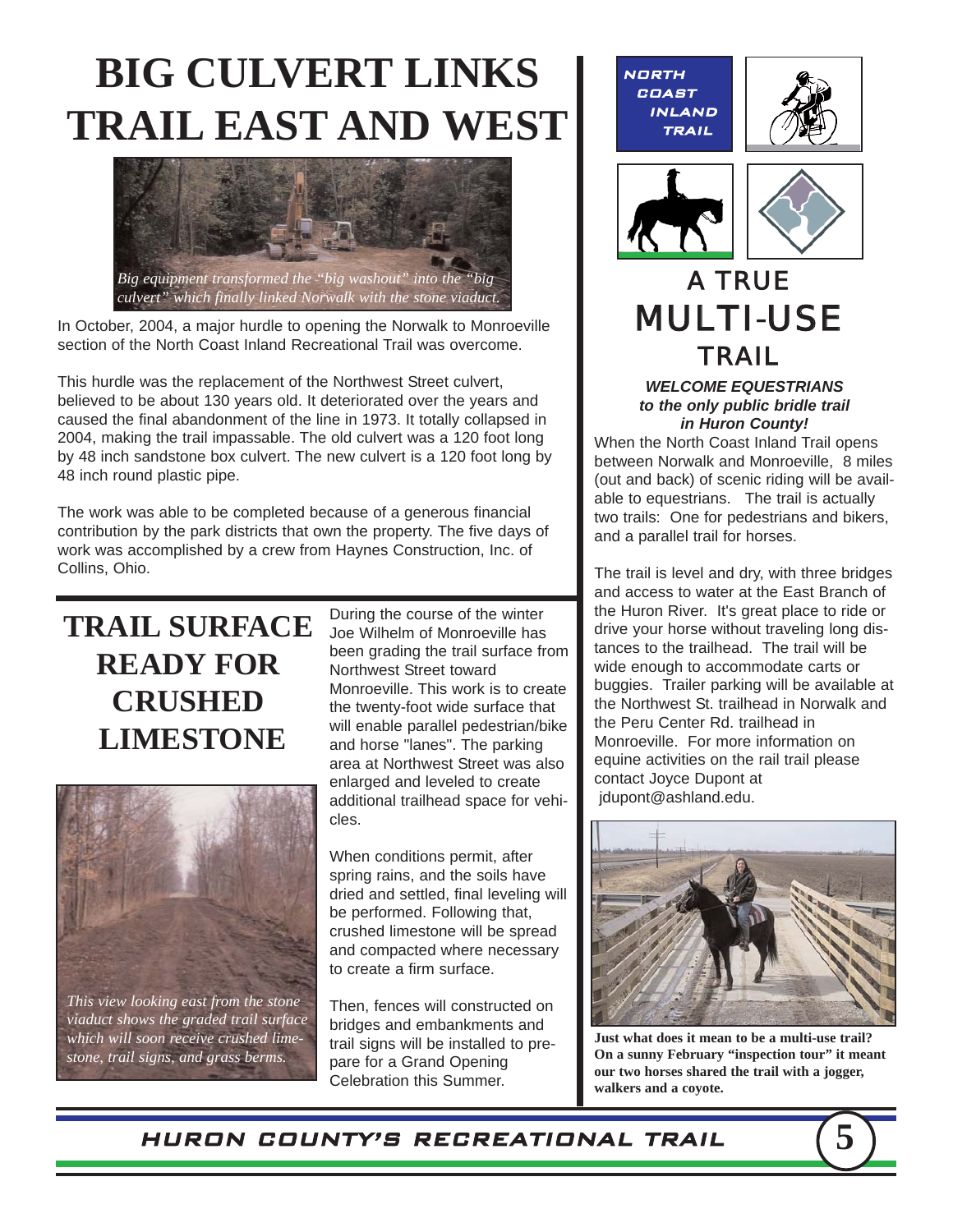# BIG CULVERT LINKS TRAIL EAST AND WEST

*Big equipment transformed the "big washout" into the "big culvert" which finally linked Norwalk with the stone viaduct.*

In October, 2004, a major hurdle to opening the Norwalk to Monroeville section of the North Coast Inland Recreational Trail was overcome.

This hurdle was the replacement of the Northwest Street culvert, believed to be about 130 years old. It deteriorated over the years and caused the final abandonment of the line in 1973. It totally collapsed in 2004, making the trail impassable. The old culvert was a 120 foot long by 48 inch sandstone box culvert. The new culvert is a 120 foot long by 48 inch round plastic pipe.

The work was able to be completed because of a generous financial contribution by the park districts that own the property. The five days of work was accomplished by a crew from Haynes Construction, Inc. of Collins, Ohio.

# TRAIL SURFACE READY FOR CRUSHED LIMESTONE

*This view looking east from the stone viaduct shows the graded trail surface which will soon receive crushed limestone, trail signs, and grass berms.*

During the course of the winter Joe Wilhelm of Monroeville has been grading the trail surface from Northwest Street toward Monroeville. This work is to create the twenty-foot wide surface that will enable parallel pedestrian/bike and horse "lanes". The parking area at Northwest Street was also enlarged and leveled to create additional trailhead space for vehicles.

When conditions permit, after spring rains, and the soils have dried and settled, final leveling will be performed. Following that, crushed limestone will be spread and compacted where necessary to create a firm surface.

Then, fences will constructed on bridges and embankments and trail signs will be installed to prepare for a Grand Opening Celebration this Summer.

NORTH COAST INLAND TRAIL

# A TRUE MULTI-USE TRAIL

***WELCOME EQUESTRIANS to the only public bridle trail in Huron County!***

When the North Coast Inland Trail opens between Norwalk and Monroeville, 8 miles (out and back) of scenic riding will be available to equestrians. The trail is actually two trails: One for pedestrians and bikers, and a parallel trail for horses.

The trail is level and dry, with three bridges and access to water at the East Branch of the Huron River. It's great place to ride or drive your horse without traveling long distances to the trailhead. The trail will be wide enough to accommodate carts or buggies. Trailer parking will be available at the Northwest St. trailhead in Norwalk and the Peru Center Rd. trailhead in Monroeville. For more information on equine activities on the rail trail please contact Joyce Dupont at jdupont@ashland.edu.

**Just what does it mean to be a multi-use trail? On a sunny February "inspection tour" it meant our two horses shared the trail with a jogger, walkers and a coyote.**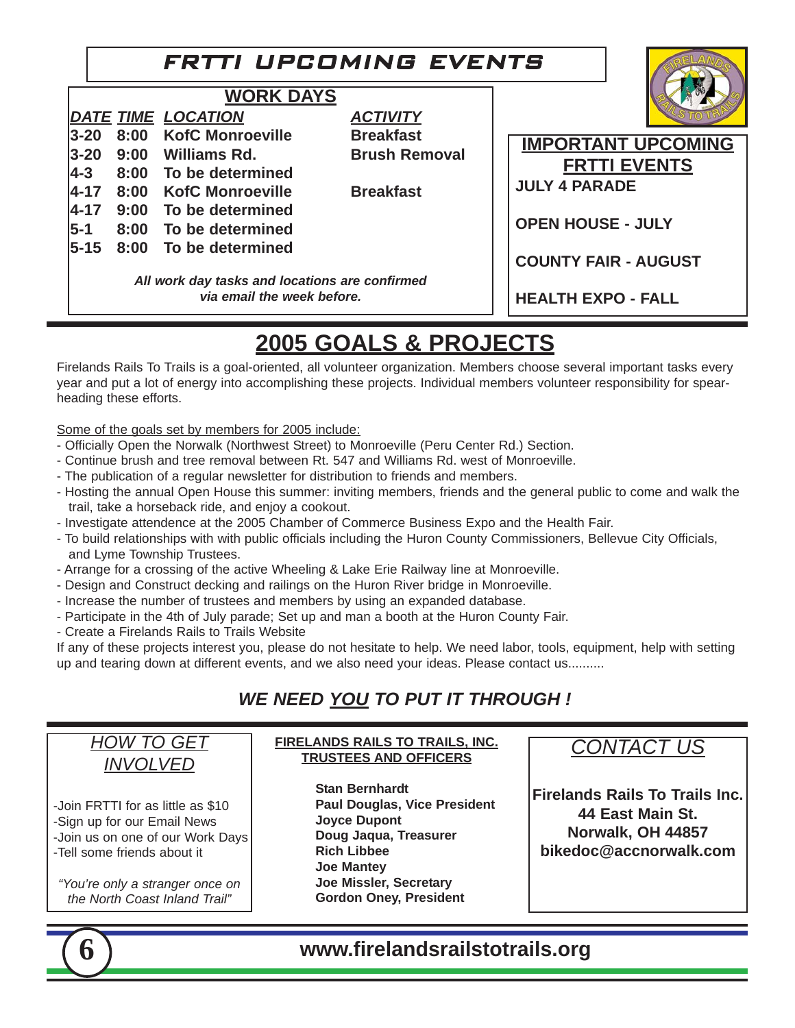# FRTTI UPCOMING EVENTS

## WORK DAYS

| DATE | TIME | LOCATION | ACTIVITY |
|---|---|---|---|
| 3-20 | 8:00 | KofC Monroeville | Breakfast |
| 3-20 | 9:00 | Williams Rd. | Brush Removal |
| 4-3 | 8:00 | To be determined | |
| 4-17 | 8:00 | KofC Monroeville | Breakfast |
| 4-17 | 9:00 | To be determined | |
| 5-1 | 8:00 | To be determined | |
| 5-15 | 8:00 | To be determined | |

*All work day tasks and locations are confirmed via email the week before.*

## IMPORTANT UPCOMING FRTTI EVENTS

**JULY 4 PARADE**

**OPEN HOUSE - JULY**

**COUNTY FAIR - AUGUST**

**HEALTH EXPO - FALL**

# 2005 GOALS & PROJECTS

Firelands Rails To Trails is a goal-oriented, all volunteer organization. Members choose several important tasks every year and put a lot of energy into accomplishing these projects. Individual members volunteer responsibility for spear-heading these efforts.

Some of the goals set by members for 2005 include:

- Officially Open the Norwalk (Northwest Street) to Monroeville (Peru Center Rd.) Section.
- Continue brush and tree removal between Rt. 547 and Williams Rd. west of Monroeville.
- The publication of a regular newsletter for distribution to friends and members.
- Hosting the annual Open House this summer: inviting members, friends and the general public to come and walk the trail, take a horseback ride, and enjoy a cookout.
- Investigate attendence at the 2005 Chamber of Commerce Business Expo and the Health Fair.
- To build relationships with with public officials including the Huron County Commissioners, Bellevue City Officials, and Lyme Township Trustees.
- Arrange for a crossing of the active Wheeling & Lake Erie Railway line at Monroeville.
- Design and Construct decking and railings on the Huron River bridge in Monroeville.
- Increase the number of trustees and members by using an expanded database.
- Participate in the 4th of July parade; Set up and man a booth at the Huron County Fair.
- Create a Firelands Rails to Trails Website

If any of these projects interest you, please do not hesitate to help. We need labor, tools, equipment, help with setting up and tearing down at different events, and we also need your ideas. Please contact us..........

### *WE NEED YOU TO PUT IT THROUGH !*

## *HOW TO GET INVOLVED*

-Join FRTTI for as little as $10
-Sign up for our Email News
-Join us on one of our Work Days
-Tell some friends about it

*"You're only a stranger once on the North Coast Inland Trail"*

## FIRELANDS RAILS TO TRAILS, INC. TRUSTEES AND OFFICERS

**Stan Bernhardt**
**Paul Douglas, Vice President**
**Joyce Dupont**
**Doug Jaqua, Treasurer**
**Rich Libbee**
**Joe Mantey**
**Joe Missler, Secretary**
**Gordon Oney, President**

## *CONTACT US*

**Firelands Rails To Trails Inc.**
**44 East Main St.**
**Norwalk, OH 44857**
**bikedoc@accnorwalk.com**

**www.firelandsrailstotrails.org**